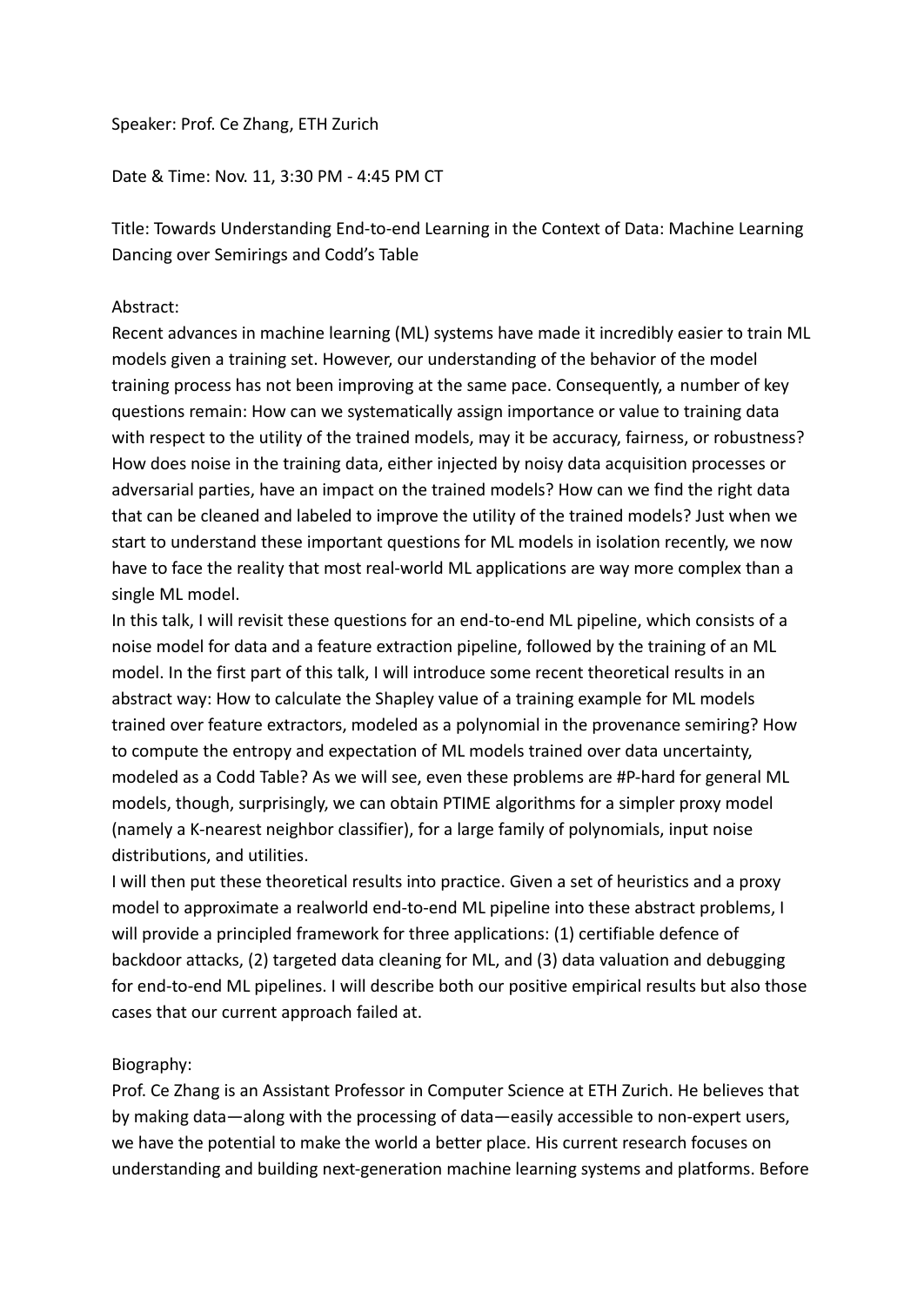Speaker: Prof. Ce Zhang, ETH Zurich

Date & Time: Nov. 11, 3:30 PM - 4:45 PM CT

Title: Towards Understanding End-to-end Learning in the Context of Data: Machine Learning Dancing over Semirings and Codd's Table

Abstract:

Recent advances in machine learning (ML) systems have made it incredibly easier to train ML models given a training set. However, our understanding of the behavior of the model training process has not been improving at the same pace. Consequently, a number of key questions remain: How can we systematically assign importance or value to training data with respect to the utility of the trained models, may it be accuracy, fairness, or robustness? How does noise in the training data, either injected by noisy data acquisition processes or adversarial parties, have an impact on the trained models? How can we find the right data that can be cleaned and labeled to improve the utility of the trained models? Just when we start to understand these important questions for ML models in isolation recently, we now have to face the reality that most real-world ML applications are way more complex than a single ML model.

In this talk, I will revisit these questions for an end-to-end ML pipeline, which consists of a noise model for data and a feature extraction pipeline, followed by the training of an ML model. In the first part of this talk, I will introduce some recent theoretical results in an abstract way: How to calculate the Shapley value of a training example for ML models trained over feature extractors, modeled as a polynomial in the provenance semiring? How to compute the entropy and expectation of ML models trained over data uncertainty, modeled as a Codd Table? As we will see, even these problems are #P-hard for general ML models, though, surprisingly, we can obtain PTIME algorithms for a simpler proxy model (namely a K-nearest neighbor classifier), for a large family of polynomials, input noise distributions, and utilities.

I will then put these theoretical results into practice. Given a set of heuristics and a proxy model to approximate a realworld end-to-end ML pipeline into these abstract problems, I will provide a principled framework for three applications: (1) certifiable defence of backdoor attacks, (2) targeted data cleaning for ML, and (3) data valuation and debugging for end-to-end ML pipelines. I will describe both our positive empirical results but also those cases that our current approach failed at.

Biography:

Prof. Ce Zhang is an Assistant Professor in Computer Science at ETH Zurich. He believes that by making data—along with the processing of data—easily accessible to non-expert users, we have the potential to make the world a better place. His current research focuses on understanding and building next-generation machine learning systems and platforms. Before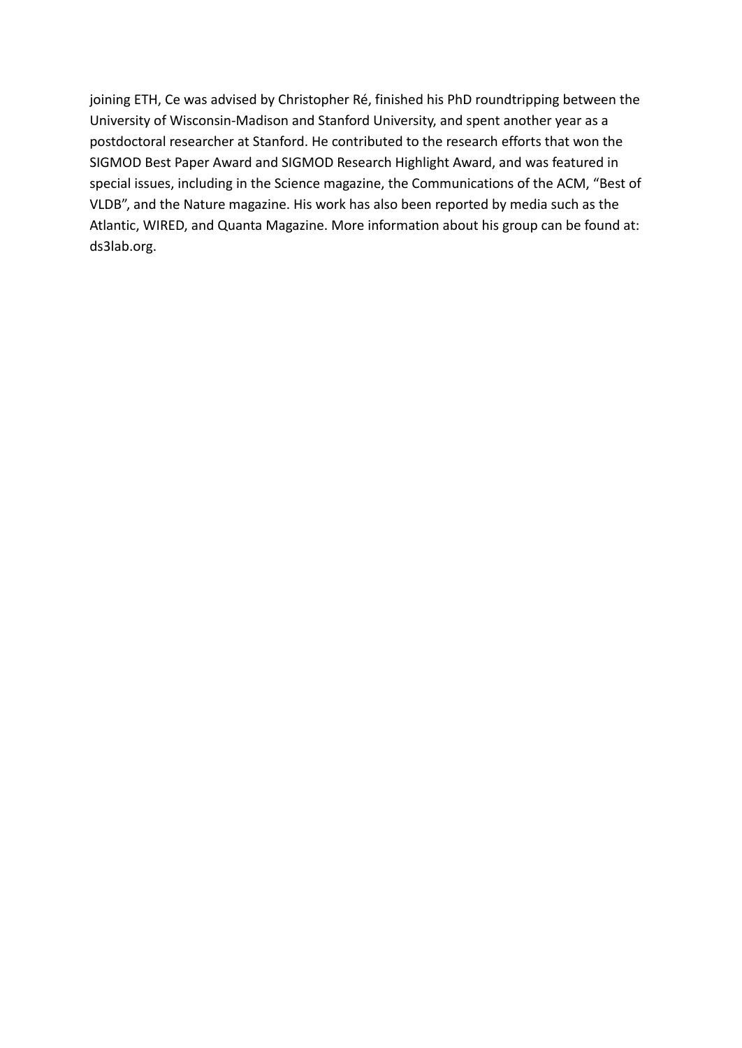joining ETH, Ce was advised by Christopher Ré, finished his PhD roundtripping between the University of Wisconsin-Madison and Stanford University, and spent another year as a postdoctoral researcher at Stanford. He contributed to the research efforts that won the SIGMOD Best Paper Award and SIGMOD Research Highlight Award, and was featured in special issues, including in the Science magazine, the Communications of the ACM, "Best of VLDB", and the Nature magazine. His work has also been reported by media such as the Atlantic, WIRED, and Quanta Magazine. More information about his group can be found at: ds3lab.org.